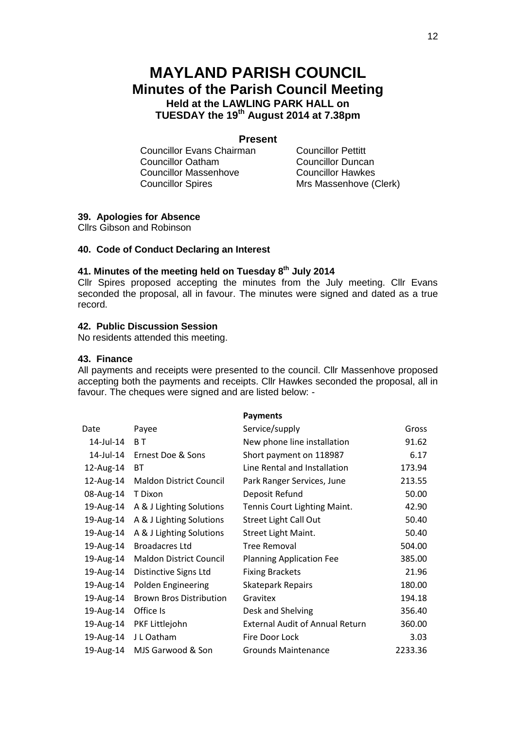# MAYLAND PARISH COUNCIL

## Minutes of the Parish Council Meeting

### Held at the LAWLING PARK HALL on TUESDAY the 19th August 2014 at 7.38pm

**Present**

Councillor Evans Chairman
Councillor Oatham
Councillor Massenhove
Councillor Spires
Councillor Pettitt
Councillor Duncan
Councillor Hawkes
Mrs Massenhove (Clerk)

**39. Apologies for Absence**

Cllrs Gibson and Robinson

**40. Code of Conduct Declaring an Interest**

**41. Minutes of the meeting held on Tuesday 8th July 2014**

Cllr Spires proposed accepting the minutes from the July meeting. Cllr Evans seconded the proposal, all in favour. The minutes were signed and dated as a true record.

**42. Public Discussion Session**

No residents attended this meeting.

**43. Finance**

All payments and receipts were presented to the council. Cllr Massenhove proposed accepting both the payments and receipts. Cllr Hawkes seconded the proposal, all in favour. The cheques were signed and are listed below: -

**Payments**

| Date | Payee | Service/supply | Gross |
|---|---|---|---|
| 14-Jul-14 | B T | New phone line installation | 91.62 |
| 14-Jul-14 | Ernest Doe & Sons | Short payment on 118987 | 6.17 |
| 12-Aug-14 | BT | Line Rental and Installation | 173.94 |
| 12-Aug-14 | Maldon District Council | Park Ranger Services, June | 213.55 |
| 08-Aug-14 | T Dixon | Deposit Refund | 50.00 |
| 19-Aug-14 | A & J Lighting Solutions | Tennis Court Lighting Maint. | 42.90 |
| 19-Aug-14 | A & J Lighting Solutions | Street Light Call Out | 50.40 |
| 19-Aug-14 | A & J Lighting Solutions | Street Light Maint. | 50.40 |
| 19-Aug-14 | Broadacres Ltd | Tree Removal | 504.00 |
| 19-Aug-14 | Maldon District Council | Planning Application Fee | 385.00 |
| 19-Aug-14 | Distinctive Signs Ltd | Fixing Brackets | 21.96 |
| 19-Aug-14 | Polden Engineering | Skatepark Repairs | 180.00 |
| 19-Aug-14 | Brown Bros Distribution | Gravitex | 194.18 |
| 19-Aug-14 | Office Is | Desk and Shelving | 356.40 |
| 19-Aug-14 | PKF Littlejohn | External Audit of Annual Return | 360.00 |
| 19-Aug-14 | J L Oatham | Fire Door Lock | 3.03 |
| 19-Aug-14 | MJS Garwood & Son | Grounds Maintenance | 2233.36 |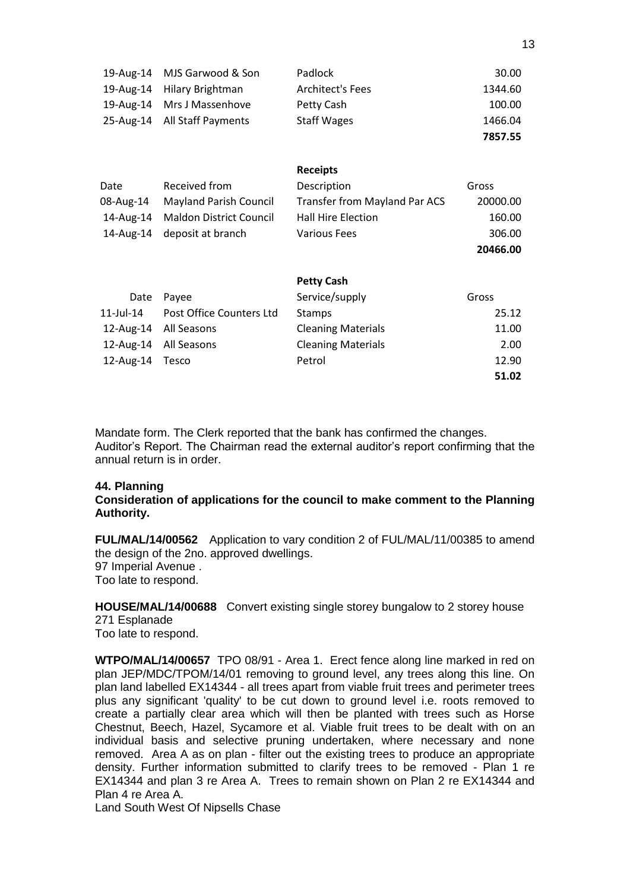| | | | |
|---|---|---|---|
| 19-Aug-14 | MJS Garwood & Son | Padlock | 30.00 |
| 19-Aug-14 | Hilary Brightman | Architect's Fees | 1344.60 |
| 19-Aug-14 | Mrs J Massenhove | Petty Cash | 100.00 |
| 25-Aug-14 | All Staff Payments | Staff Wages | 1466.04 |
| | | | **7857.55** |

**Receipts**

| Date | Received from | Description | Gross |
|---|---|---|---|
| 08-Aug-14 | Mayland Parish Council | Transfer from Mayland Par ACS | 20000.00 |
| 14-Aug-14 | Maldon District Council | Hall Hire Election | 160.00 |
| 14-Aug-14 | deposit at branch | Various Fees | 306.00 |
| | | | **20466.00** |

**Petty Cash**

| Date | Payee | Service/supply | Gross |
|---|---|---|---|
| 11-Jul-14 | Post Office Counters Ltd | Stamps | 25.12 |
| 12-Aug-14 | All Seasons | Cleaning Materials | 11.00 |
| 12-Aug-14 | All Seasons | Cleaning Materials | 2.00 |
| 12-Aug-14 | Tesco | Petrol | 12.90 |
| | | | **51.02** |

Mandate form. The Clerk reported that the bank has confirmed the changes.
Auditor's Report. The Chairman read the external auditor's report confirming that the annual return is in order.

**44. Planning**
**Consideration of applications for the council to make comment to the Planning Authority.**

**FUL/MAL/14/00562** Application to vary condition 2 of FUL/MAL/11/00385 to amend the design of the 2no. approved dwellings.
97 Imperial Avenue .
Too late to respond.

**HOUSE/MAL/14/00688** Convert existing single storey bungalow to 2 storey house
271 Esplanade
Too late to respond.

**WTPO/MAL/14/00657** TPO 08/91 - Area 1. Erect fence along line marked in red on plan JEP/MDC/TPOM/14/01 removing to ground level, any trees along this line. On plan land labelled EX14344 - all trees apart from viable fruit trees and perimeter trees plus any significant 'quality' to be cut down to ground level i.e. roots removed to create a partially clear area which will then be planted with trees such as Horse Chestnut, Beech, Hazel, Sycamore et al. Viable fruit trees to be dealt with on an individual basis and selective pruning undertaken, where necessary and none removed. Area A as on plan - filter out the existing trees to produce an appropriate density. Further information submitted to clarify trees to be removed - Plan 1 re EX14344 and plan 3 re Area A. Trees to remain shown on Plan 2 re EX14344 and Plan 4 re Area A.
Land South West Of Nipsells Chase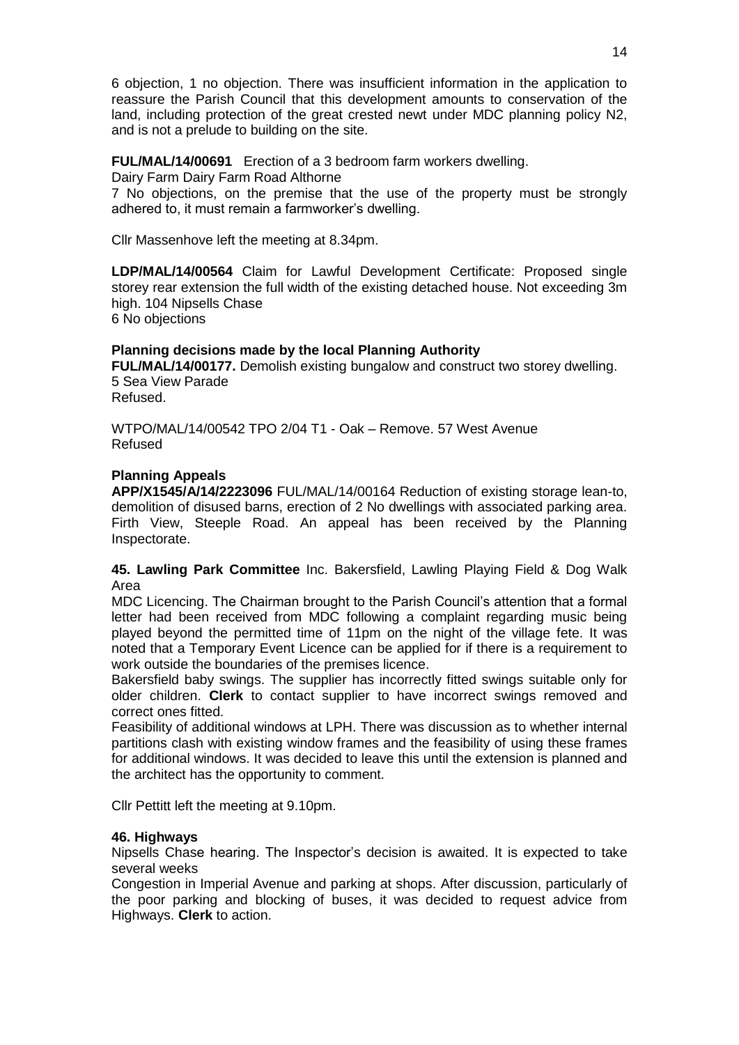6 objection, 1 no objection. There was insufficient information in the application to reassure the Parish Council that this development amounts to conservation of the land, including protection of the great crested newt under MDC planning policy N2, and is not a prelude to building on the site.

**FUL/MAL/14/00691** Erection of a 3 bedroom farm workers dwelling.
Dairy Farm Dairy Farm Road Althorne
7 No objections, on the premise that the use of the property must be strongly adhered to, it must remain a farmworker's dwelling.

Cllr Massenhove left the meeting at 8.34pm.

**LDP/MAL/14/00564** Claim for Lawful Development Certificate: Proposed single storey rear extension the full width of the existing detached house. Not exceeding 3m high. 104 Nipsells Chase
6 No objections

**Planning decisions made by the local Planning Authority**
**FUL/MAL/14/00177.** Demolish existing bungalow and construct two storey dwelling.
5 Sea View Parade
Refused.

WTPO/MAL/14/00542 TPO 2/04 T1 - Oak – Remove. 57 West Avenue
Refused

**Planning Appeals**
**APP/X1545/A/14/2223096** FUL/MAL/14/00164 Reduction of existing storage lean-to, demolition of disused barns, erection of 2 No dwellings with associated parking area. Firth View, Steeple Road. An appeal has been received by the Planning Inspectorate.

**45. Lawling Park Committee** Inc. Bakersfield, Lawling Playing Field & Dog Walk Area
MDC Licencing. The Chairman brought to the Parish Council's attention that a formal letter had been received from MDC following a complaint regarding music being played beyond the permitted time of 11pm on the night of the village fete. It was noted that a Temporary Event Licence can be applied for if there is a requirement to work outside the boundaries of the premises licence.
Bakersfield baby swings. The supplier has incorrectly fitted swings suitable only for older children. **Clerk** to contact supplier to have incorrect swings removed and correct ones fitted.
Feasibility of additional windows at LPH. There was discussion as to whether internal partitions clash with existing window frames and the feasibility of using these frames for additional windows. It was decided to leave this until the extension is planned and the architect has the opportunity to comment.

Cllr Pettitt left the meeting at 9.10pm.

**46. Highways**
Nipsells Chase hearing. The Inspector's decision is awaited. It is expected to take several weeks
Congestion in Imperial Avenue and parking at shops. After discussion, particularly of the poor parking and blocking of buses, it was decided to request advice from Highways. **Clerk** to action.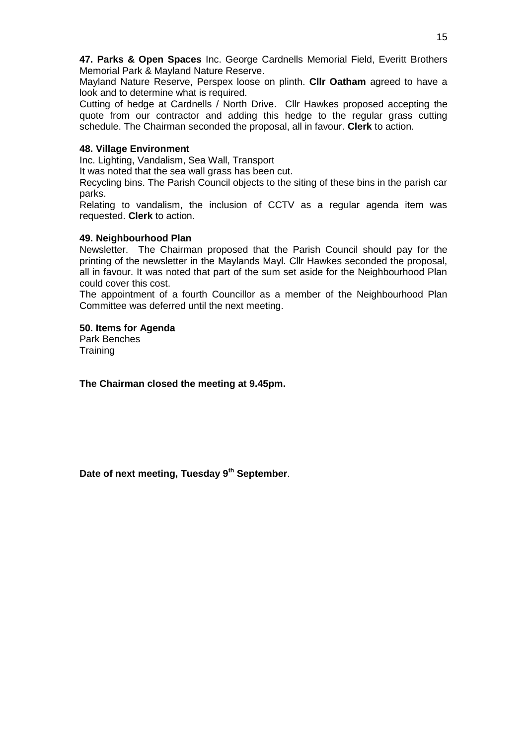**47. Parks & Open Spaces** Inc. George Cardnells Memorial Field, Everitt Brothers Memorial Park & Mayland Nature Reserve.

Mayland Nature Reserve, Perspex loose on plinth. **Cllr Oatham** agreed to have a look and to determine what is required.

Cutting of hedge at Cardnells / North Drive. Cllr Hawkes proposed accepting the quote from our contractor and adding this hedge to the regular grass cutting schedule. The Chairman seconded the proposal, all in favour. **Clerk** to action.

**48. Village Environment**

Inc. Lighting, Vandalism, Sea Wall, Transport

It was noted that the sea wall grass has been cut.

Recycling bins. The Parish Council objects to the siting of these bins in the parish car parks.

Relating to vandalism, the inclusion of CCTV as a regular agenda item was requested. **Clerk** to action.

**49. Neighbourhood Plan**

Newsletter. The Chairman proposed that the Parish Council should pay for the printing of the newsletter in the Maylands Mayl. Cllr Hawkes seconded the proposal, all in favour. It was noted that part of the sum set aside for the Neighbourhood Plan could cover this cost.

The appointment of a fourth Councillor as a member of the Neighbourhood Plan Committee was deferred until the next meeting.

**50. Items for Agenda**

Park Benches

Training

**The Chairman closed the meeting at 9.45pm.**

**Date of next meeting, Tuesday 9th September**.